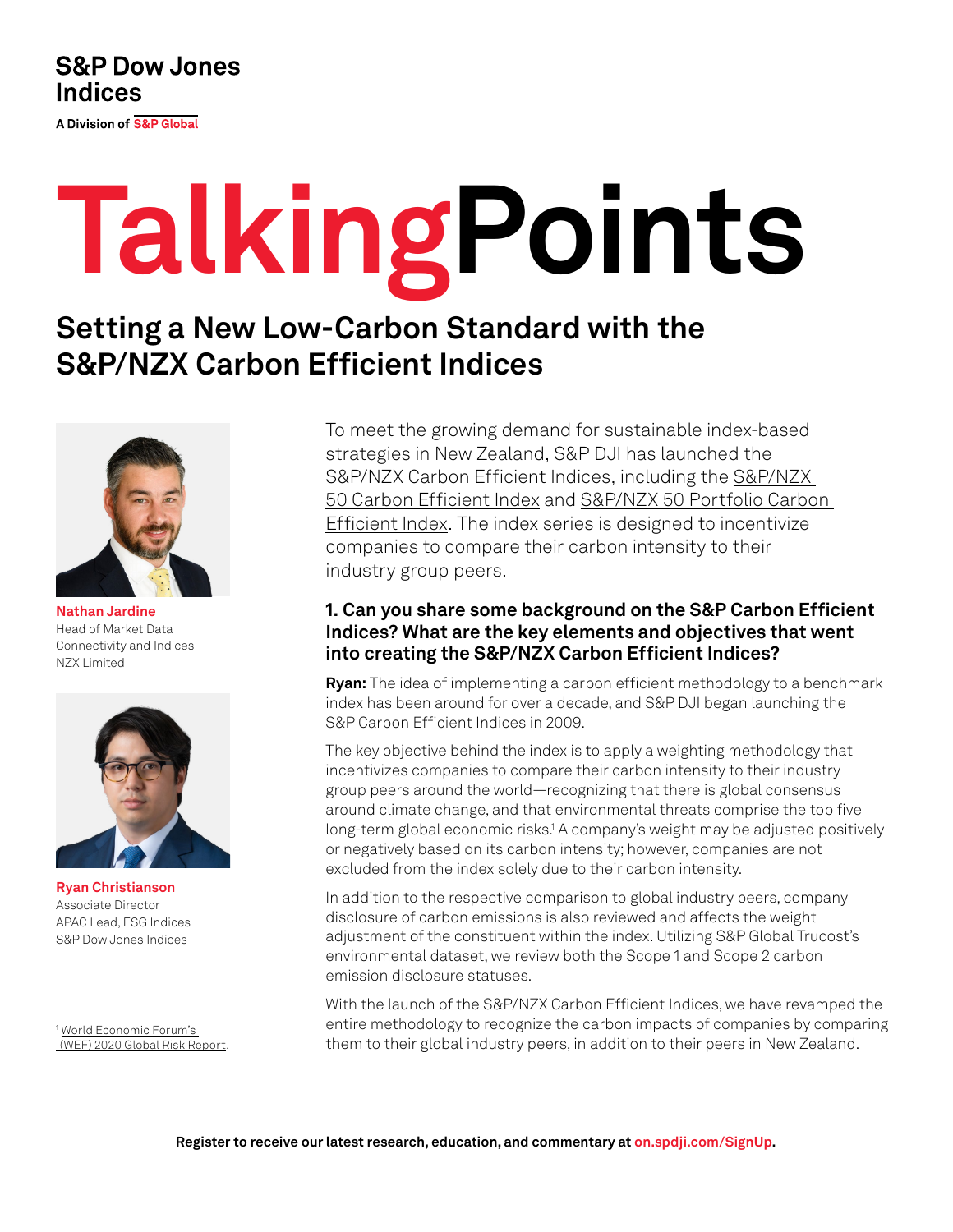S&P Dow Jones Indices

A Division of S&P Global

# TalkingPoints

## Setting a New Low-Carbon Standard with the S&P/NZX Carbon Efficient Indices

**Nathan Jardine**
Head of Market Data Connectivity and Indices
NZX Limited

**Ryan Christianson**
Associate Director
APAC Lead, ESG Indices
S&P Dow Jones Indices

To meet the growing demand for sustainable index-based strategies in New Zealand, S&P DJI has launched the S&P/NZX Carbon Efficient Indices, including the S&P/NZX 50 Carbon Efficient Index and S&P/NZX 50 Portfolio Carbon Efficient Index. The index series is designed to incentivize companies to compare their carbon intensity to their industry group peers.

### 1. Can you share some background on the S&P Carbon Efficient Indices? What are the key elements and objectives that went into creating the S&P/NZX Carbon Efficient Indices?

**Ryan:** The idea of implementing a carbon efficient methodology to a benchmark index has been around for over a decade, and S&P DJI began launching the S&P Carbon Efficient Indices in 2009.

The key objective behind the index is to apply a weighting methodology that incentivizes companies to compare their carbon intensity to their industry group peers around the world—recognizing that there is global consensus around climate change, and that environmental threats comprise the top five long-term global economic risks.[1] A company's weight may be adjusted positively or negatively based on its carbon intensity; however, companies are not excluded from the index solely due to their carbon intensity.

In addition to the respective comparison to global industry peers, company disclosure of carbon emissions is also reviewed and affects the weight adjustment of the constituent within the index. Utilizing S&P Global Trucost's environmental dataset, we review both the Scope 1 and Scope 2 carbon emission disclosure statuses.

With the launch of the S&P/NZX Carbon Efficient Indices, we have revamped the entire methodology to recognize the carbon impacts of companies by comparing them to their global industry peers, in addition to their peers in New Zealand.

[1] World Economic Forum's (WEF) 2020 Global Risk Report.

Register to receive our latest research, education, and commentary at on.spdji.com/SignUp.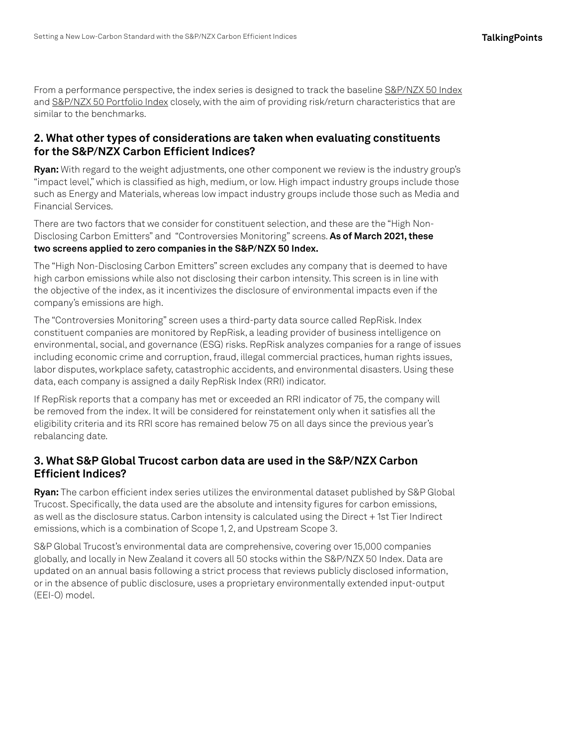From a performance perspective, the index series is designed to track the baseline S&P/NZX 50 Index and S&P/NZX 50 Portfolio Index closely, with the aim of providing risk/return characteristics that are similar to the benchmarks.

## 2. What other types of considerations are taken when evaluating constituents for the S&P/NZX Carbon Efficient Indices?

**Ryan:** With regard to the weight adjustments, one other component we review is the industry group's "impact level," which is classified as high, medium, or low. High impact industry groups include those such as Energy and Materials, whereas low impact industry groups include those such as Media and Financial Services.

There are two factors that we consider for constituent selection, and these are the "High Non-Disclosing Carbon Emitters" and "Controversies Monitoring" screens. **As of March 2021, these two screens applied to zero companies in the S&P/NZX 50 Index.**

The "High Non-Disclosing Carbon Emitters" screen excludes any company that is deemed to have high carbon emissions while also not disclosing their carbon intensity. This screen is in line with the objective of the index, as it incentivizes the disclosure of environmental impacts even if the company's emissions are high.

The "Controversies Monitoring" screen uses a third-party data source called RepRisk. Index constituent companies are monitored by RepRisk, a leading provider of business intelligence on environmental, social, and governance (ESG) risks. RepRisk analyzes companies for a range of issues including economic crime and corruption, fraud, illegal commercial practices, human rights issues, labor disputes, workplace safety, catastrophic accidents, and environmental disasters. Using these data, each company is assigned a daily RepRisk Index (RRI) indicator.

If RepRisk reports that a company has met or exceeded an RRI indicator of 75, the company will be removed from the index. It will be considered for reinstatement only when it satisfies all the eligibility criteria and its RRI score has remained below 75 on all days since the previous year's rebalancing date.

## 3. What S&P Global Trucost carbon data are used in the S&P/NZX Carbon Efficient Indices?

**Ryan:** The carbon efficient index series utilizes the environmental dataset published by S&P Global Trucost. Specifically, the data used are the absolute and intensity figures for carbon emissions, as well as the disclosure status. Carbon intensity is calculated using the Direct + 1st Tier Indirect emissions, which is a combination of Scope 1, 2, and Upstream Scope 3.

S&P Global Trucost's environmental data are comprehensive, covering over 15,000 companies globally, and locally in New Zealand it covers all 50 stocks within the S&P/NZX 50 Index. Data are updated on an annual basis following a strict process that reviews publicly disclosed information, or in the absence of public disclosure, uses a proprietary environmentally extended input-output (EEI-O) model.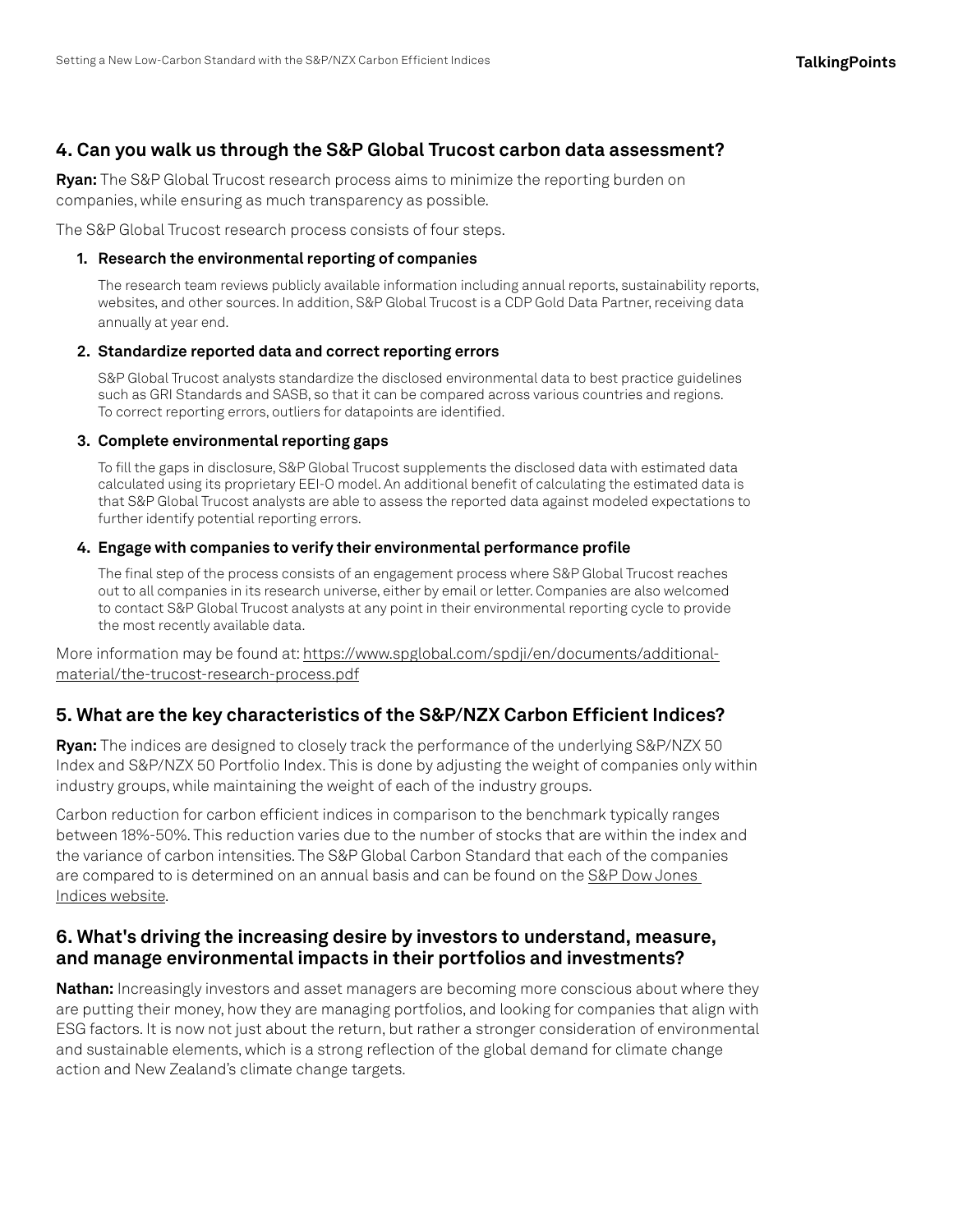## 4. Can you walk us through the S&P Global Trucost carbon data assessment?

**Ryan:** The S&P Global Trucost research process aims to minimize the reporting burden on companies, while ensuring as much transparency as possible.

The S&P Global Trucost research process consists of four steps.

1. **Research the environmental reporting of companies**

   The research team reviews publicly available information including annual reports, sustainability reports, websites, and other sources. In addition, S&P Global Trucost is a CDP Gold Data Partner, receiving data annually at year end.

2. **Standardize reported data and correct reporting errors**

   S&P Global Trucost analysts standardize the disclosed environmental data to best practice guidelines such as GRI Standards and SASB, so that it can be compared across various countries and regions. To correct reporting errors, outliers for datapoints are identified.

3. **Complete environmental reporting gaps**

   To fill the gaps in disclosure, S&P Global Trucost supplements the disclosed data with estimated data calculated using its proprietary EEI-O model. An additional benefit of calculating the estimated data is that S&P Global Trucost analysts are able to assess the reported data against modeled expectations to further identify potential reporting errors.

4. **Engage with companies to verify their environmental performance profile**

   The final step of the process consists of an engagement process where S&P Global Trucost reaches out to all companies in its research universe, either by email or letter. Companies are also welcomed to contact S&P Global Trucost analysts at any point in their environmental reporting cycle to provide the most recently available data.

More information may be found at: https://www.spglobal.com/spdji/en/documents/additional-material/the-trucost-research-process.pdf

## 5. What are the key characteristics of the S&P/NZX Carbon Efficient Indices?

**Ryan:** The indices are designed to closely track the performance of the underlying S&P/NZX 50 Index and S&P/NZX 50 Portfolio Index. This is done by adjusting the weight of companies only within industry groups, while maintaining the weight of each of the industry groups.

Carbon reduction for carbon efficient indices in comparison to the benchmark typically ranges between 18%-50%. This reduction varies due to the number of stocks that are within the index and the variance of carbon intensities. The S&P Global Carbon Standard that each of the companies are compared to is determined on an annual basis and can be found on the S&P Dow Jones Indices website.

## 6. What's driving the increasing desire by investors to understand, measure, and manage environmental impacts in their portfolios and investments?

**Nathan:** Increasingly investors and asset managers are becoming more conscious about where they are putting their money, how they are managing portfolios, and looking for companies that align with ESG factors. It is now not just about the return, but rather a stronger consideration of environmental and sustainable elements, which is a strong reflection of the global demand for climate change action and New Zealand's climate change targets.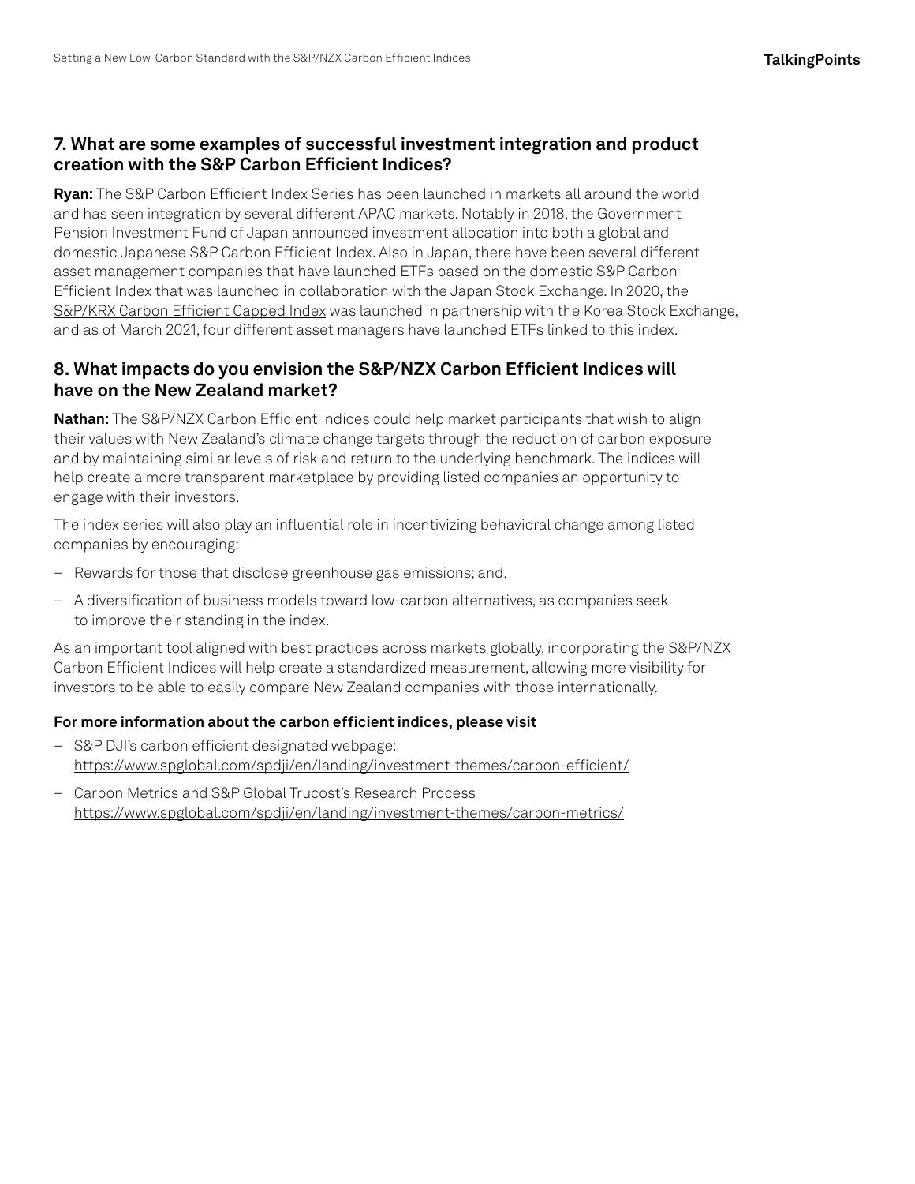## 7. What are some examples of successful investment integration and product creation with the S&P Carbon Efficient Indices?

**Ryan:** The S&P Carbon Efficient Index Series has been launched in markets all around the world and has seen integration by several different APAC markets. Notably in 2018, the Government Pension Investment Fund of Japan announced investment allocation into both a global and domestic Japanese S&P Carbon Efficient Index. Also in Japan, there have been several different asset management companies that have launched ETFs based on the domestic S&P Carbon Efficient Index that was launched in collaboration with the Japan Stock Exchange. In 2020, the S&P/KRX Carbon Efficient Capped Index was launched in partnership with the Korea Stock Exchange, and as of March 2021, four different asset managers have launched ETFs linked to this index.

## 8. What impacts do you envision the S&P/NZX Carbon Efficient Indices will have on the New Zealand market?

**Nathan:** The S&P/NZX Carbon Efficient Indices could help market participants that wish to align their values with New Zealand's climate change targets through the reduction of carbon exposure and by maintaining similar levels of risk and return to the underlying benchmark. The indices will help create a more transparent marketplace by providing listed companies an opportunity to engage with their investors.

The index series will also play an influential role in incentivizing behavioral change among listed companies by encouraging:

- Rewards for those that disclose greenhouse gas emissions; and,
- A diversification of business models toward low-carbon alternatives, as companies seek to improve their standing in the index.

As an important tool aligned with best practices across markets globally, incorporating the S&P/NZX Carbon Efficient Indices will help create a standardized measurement, allowing more visibility for investors to be able to easily compare New Zealand companies with those internationally.

**For more information about the carbon efficient indices, please visit**

- S&P DJI's carbon efficient designated webpage: https://www.spglobal.com/spdji/en/landing/investment-themes/carbon-efficient/
- Carbon Metrics and S&P Global Trucost's Research Process https://www.spglobal.com/spdji/en/landing/investment-themes/carbon-metrics/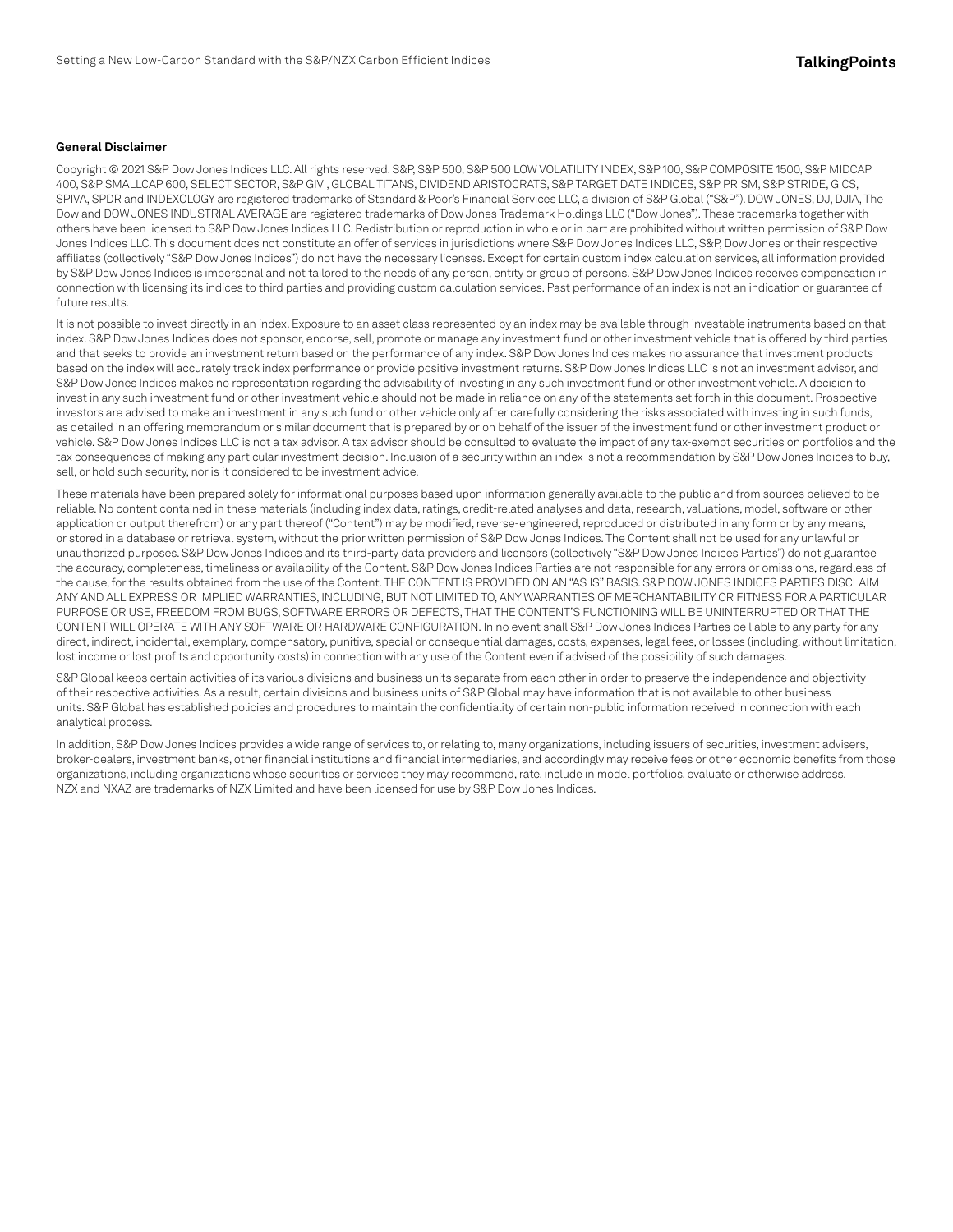**General Disclaimer**

Copyright © 2021 S&P Dow Jones Indices LLC. All rights reserved. S&P, S&P 500, S&P 500 LOW VOLATILITY INDEX, S&P 100, S&P COMPOSITE 1500, S&P MIDCAP 400, S&P SMALLCAP 600, SELECT SECTOR, S&P GIVI, GLOBAL TITANS, DIVIDEND ARISTOCRATS, S&P TARGET DATE INDICES, S&P PRISM, S&P STRIDE, GICS, SPIVA, SPDR and INDEXOLOGY are registered trademarks of Standard & Poor's Financial Services LLC, a division of S&P Global ("S&P"). DOW JONES, DJ, DJIA, The Dow and DOW JONES INDUSTRIAL AVERAGE are registered trademarks of Dow Jones Trademark Holdings LLC ("Dow Jones"). These trademarks together with others have been licensed to S&P Dow Jones Indices LLC. Redistribution or reproduction in whole or in part are prohibited without written permission of S&P Dow Jones Indices LLC. This document does not constitute an offer of services in jurisdictions where S&P Dow Jones Indices LLC, S&P, Dow Jones or their respective affiliates (collectively "S&P Dow Jones Indices") do not have the necessary licenses. Except for certain custom index calculation services, all information provided by S&P Dow Jones Indices is impersonal and not tailored to the needs of any person, entity or group of persons. S&P Dow Jones Indices receives compensation in connection with licensing its indices to third parties and providing custom calculation services. Past performance of an index is not an indication or guarantee of future results.

It is not possible to invest directly in an index. Exposure to an asset class represented by an index may be available through investable instruments based on that index. S&P Dow Jones Indices does not sponsor, endorse, sell, promote or manage any investment fund or other investment vehicle that is offered by third parties and that seeks to provide an investment return based on the performance of any index. S&P Dow Jones Indices makes no assurance that investment products based on the index will accurately track index performance or provide positive investment returns. S&P Dow Jones Indices LLC is not an investment advisor, and S&P Dow Jones Indices makes no representation regarding the advisability of investing in any such investment fund or other investment vehicle. A decision to invest in any such investment fund or other investment vehicle should not be made in reliance on any of the statements set forth in this document. Prospective investors are advised to make an investment in any such fund or other vehicle only after carefully considering the risks associated with investing in such funds, as detailed in an offering memorandum or similar document that is prepared by or on behalf of the issuer of the investment fund or other investment product or vehicle. S&P Dow Jones Indices LLC is not a tax advisor. A tax advisor should be consulted to evaluate the impact of any tax-exempt securities on portfolios and the tax consequences of making any particular investment decision. Inclusion of a security within an index is not a recommendation by S&P Dow Jones Indices to buy, sell, or hold such security, nor is it considered to be investment advice.

These materials have been prepared solely for informational purposes based upon information generally available to the public and from sources believed to be reliable. No content contained in these materials (including index data, ratings, credit-related analyses and data, research, valuations, model, software or other application or output therefrom) or any part thereof ("Content") may be modified, reverse-engineered, reproduced or distributed in any form or by any means, or stored in a database or retrieval system, without the prior written permission of S&P Dow Jones Indices. The Content shall not be used for any unlawful or unauthorized purposes. S&P Dow Jones Indices and its third-party data providers and licensors (collectively "S&P Dow Jones Indices Parties") do not guarantee the accuracy, completeness, timeliness or availability of the Content. S&P Dow Jones Indices Parties are not responsible for any errors or omissions, regardless of the cause, for the results obtained from the use of the Content. THE CONTENT IS PROVIDED ON AN "AS IS" BASIS. S&P DOW JONES INDICES PARTIES DISCLAIM ANY AND ALL EXPRESS OR IMPLIED WARRANTIES, INCLUDING, BUT NOT LIMITED TO, ANY WARRANTIES OF MERCHANTABILITY OR FITNESS FOR A PARTICULAR PURPOSE OR USE, FREEDOM FROM BUGS, SOFTWARE ERRORS OR DEFECTS, THAT THE CONTENT'S FUNCTIONING WILL BE UNINTERRUPTED OR THAT THE CONTENT WILL OPERATE WITH ANY SOFTWARE OR HARDWARE CONFIGURATION. In no event shall S&P Dow Jones Indices Parties be liable to any party for any direct, indirect, incidental, exemplary, compensatory, punitive, special or consequential damages, costs, expenses, legal fees, or losses (including, without limitation, lost income or lost profits and opportunity costs) in connection with any use of the Content even if advised of the possibility of such damages.

S&P Global keeps certain activities of its various divisions and business units separate from each other in order to preserve the independence and objectivity of their respective activities. As a result, certain divisions and business units of S&P Global may have information that is not available to other business units. S&P Global has established policies and procedures to maintain the confidentiality of certain non-public information received in connection with each analytical process.

In addition, S&P Dow Jones Indices provides a wide range of services to, or relating to, many organizations, including issuers of securities, investment advisers, broker-dealers, investment banks, other financial institutions and financial intermediaries, and accordingly may receive fees or other economic benefits from those organizations, including organizations whose securities or services they may recommend, rate, include in model portfolios, evaluate or otherwise address.
NZX and NXAZ are trademarks of NZX Limited and have been licensed for use by S&P Dow Jones Indices.